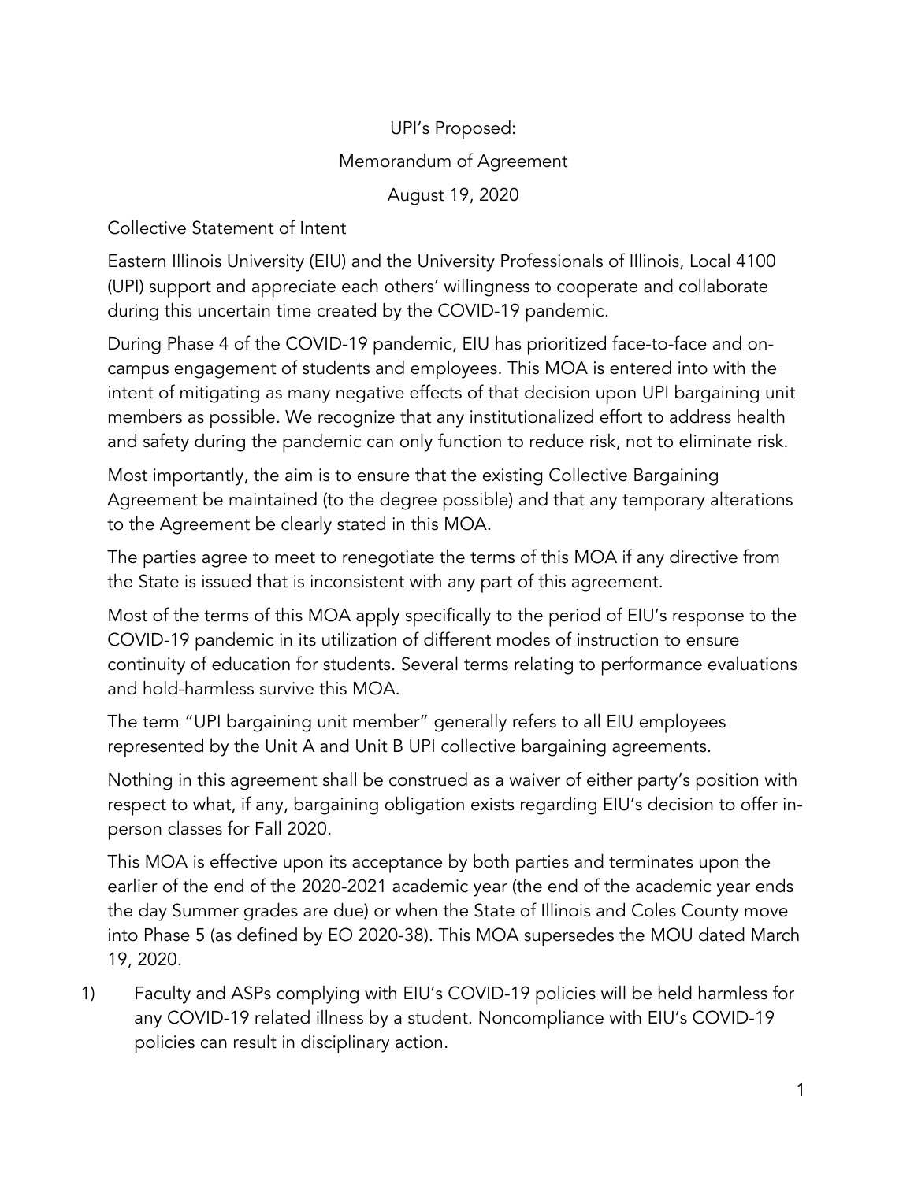UPI's Proposed:

Memorandum of Agreement

August 19, 2020

Collective Statement of Intent

Eastern Illinois University (EIU) and the University Professionals of Illinois, Local 4100 (UPI) support and appreciate each others' willingness to cooperate and collaborate during this uncertain time created by the COVID-19 pandemic.

During Phase 4 of the COVID-19 pandemic, EIU has prioritized face-to-face and on-campus engagement of students and employees. This MOA is entered into with the intent of mitigating as many negative effects of that decision upon UPI bargaining unit members as possible. We recognize that any institutionalized effort to address health and safety during the pandemic can only function to reduce risk, not to eliminate risk.

Most importantly, the aim is to ensure that the existing Collective Bargaining Agreement be maintained (to the degree possible) and that any temporary alterations to the Agreement be clearly stated in this MOA.

The parties agree to meet to renegotiate the terms of this MOA if any directive from the State is issued that is inconsistent with any part of this agreement.

Most of the terms of this MOA apply specifically to the period of EIU's response to the COVID-19 pandemic in its utilization of different modes of instruction to ensure continuity of education for students. Several terms relating to performance evaluations and hold-harmless survive this MOA.

The term "UPI bargaining unit member" generally refers to all EIU employees represented by the Unit A and Unit B UPI collective bargaining agreements.

Nothing in this agreement shall be construed as a waiver of either party's position with respect to what, if any, bargaining obligation exists regarding EIU's decision to offer in-person classes for Fall 2020.

This MOA is effective upon its acceptance by both parties and terminates upon the earlier of the end of the 2020-2021 academic year (the end of the academic year ends the day Summer grades are due) or when the State of Illinois and Coles County move into Phase 5 (as defined by EO 2020-38). This MOA supersedes the MOU dated March 19, 2020.

1) Faculty and ASPs complying with EIU's COVID-19 policies will be held harmless for any COVID-19 related illness by a student. Noncompliance with EIU's COVID-19 policies can result in disciplinary action.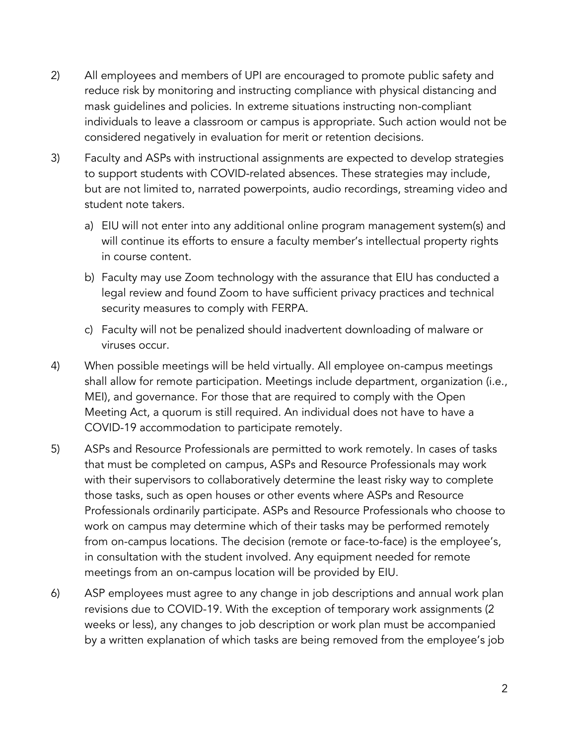2) All employees and members of UPI are encouraged to promote public safety and reduce risk by monitoring and instructing compliance with physical distancing and mask guidelines and policies. In extreme situations instructing non-compliant individuals to leave a classroom or campus is appropriate. Such action would not be considered negatively in evaluation for merit or retention decisions.

3) Faculty and ASPs with instructional assignments are expected to develop strategies to support students with COVID-related absences. These strategies may include, but are not limited to, narrated powerpoints, audio recordings, streaming video and student note takers.

   a) EIU will not enter into any additional online program management system(s) and will continue its efforts to ensure a faculty member's intellectual property rights in course content.

   b) Faculty may use Zoom technology with the assurance that EIU has conducted a legal review and found Zoom to have sufficient privacy practices and technical security measures to comply with FERPA.

   c) Faculty will not be penalized should inadvertent downloading of malware or viruses occur.

4) When possible meetings will be held virtually. All employee on-campus meetings shall allow for remote participation. Meetings include department, organization (i.e., MEI), and governance. For those that are required to comply with the Open Meeting Act, a quorum is still required. An individual does not have to have a COVID-19 accommodation to participate remotely.

5) ASPs and Resource Professionals are permitted to work remotely. In cases of tasks that must be completed on campus, ASPs and Resource Professionals may work with their supervisors to collaboratively determine the least risky way to complete those tasks, such as open houses or other events where ASPs and Resource Professionals ordinarily participate. ASPs and Resource Professionals who choose to work on campus may determine which of their tasks may be performed remotely from on-campus locations. The decision (remote or face-to-face) is the employee's, in consultation with the student involved. Any equipment needed for remote meetings from an on-campus location will be provided by EIU.

6) ASP employees must agree to any change in job descriptions and annual work plan revisions due to COVID-19. With the exception of temporary work assignments (2 weeks or less), any changes to job description or work plan must be accompanied by a written explanation of which tasks are being removed from the employee's job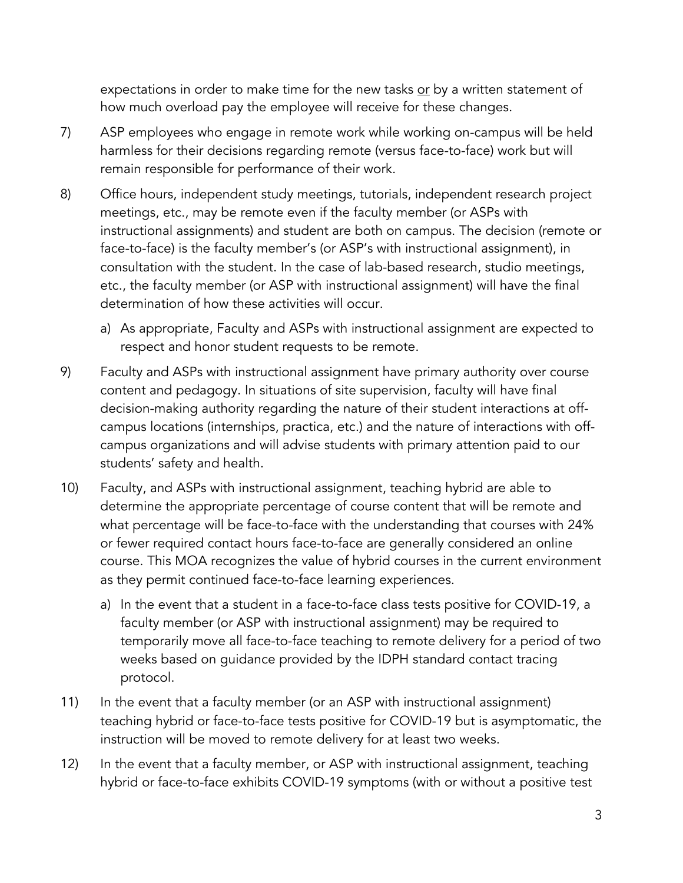expectations in order to make time for the new tasks <u>or</u> by a written statement of how much overload pay the employee will receive for these changes.

7) ASP employees who engage in remote work while working on-campus will be held harmless for their decisions regarding remote (versus face-to-face) work but will remain responsible for performance of their work.

8) Office hours, independent study meetings, tutorials, independent research project meetings, etc., may be remote even if the faculty member (or ASPs with instructional assignments) and student are both on campus. The decision (remote or face-to-face) is the faculty member's (or ASP's with instructional assignment), in consultation with the student. In the case of lab-based research, studio meetings, etc., the faculty member (or ASP with instructional assignment) will have the final determination of how these activities will occur.

   a) As appropriate, Faculty and ASPs with instructional assignment are expected to respect and honor student requests to be remote.

9) Faculty and ASPs with instructional assignment have primary authority over course content and pedagogy. In situations of site supervision, faculty will have final decision-making authority regarding the nature of their student interactions at off-campus locations (internships, practica, etc.) and the nature of interactions with off-campus organizations and will advise students with primary attention paid to our students' safety and health.

10) Faculty, and ASPs with instructional assignment, teaching hybrid are able to determine the appropriate percentage of course content that will be remote and what percentage will be face-to-face with the understanding that courses with 24% or fewer required contact hours face-to-face are generally considered an online course. This MOA recognizes the value of hybrid courses in the current environment as they permit continued face-to-face learning experiences.

    a) In the event that a student in a face-to-face class tests positive for COVID-19, a faculty member (or ASP with instructional assignment) may be required to temporarily move all face-to-face teaching to remote delivery for a period of two weeks based on guidance provided by the IDPH standard contact tracing protocol.

11) In the event that a faculty member (or an ASP with instructional assignment) teaching hybrid or face-to-face tests positive for COVID-19 but is asymptomatic, the instruction will be moved to remote delivery for at least two weeks.

12) In the event that a faculty member, or ASP with instructional assignment, teaching hybrid or face-to-face exhibits COVID-19 symptoms (with or without a positive test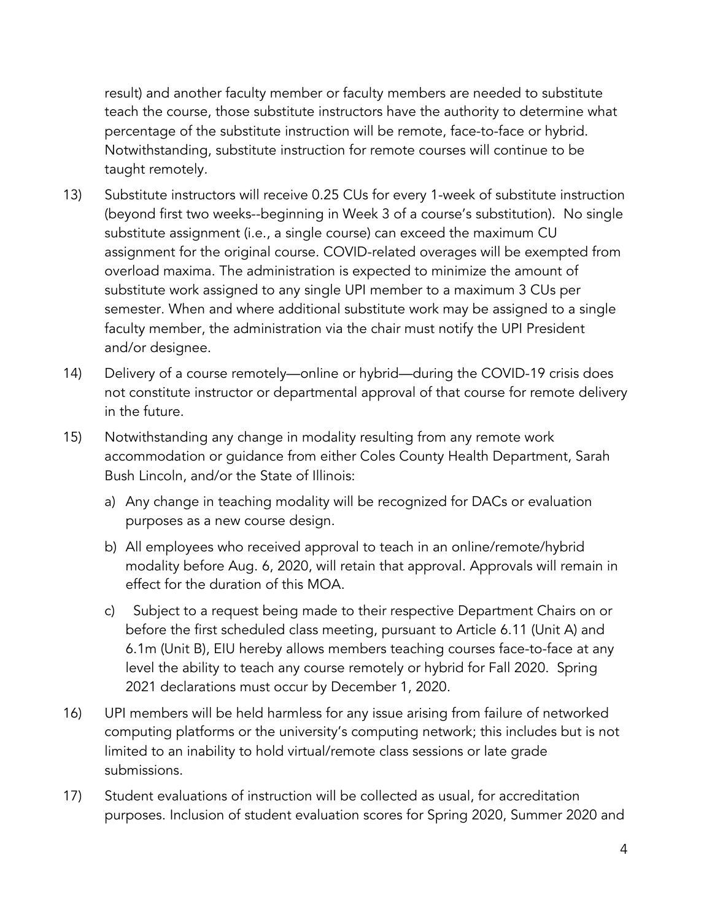result) and another faculty member or faculty members are needed to substitute teach the course, those substitute instructors have the authority to determine what percentage of the substitute instruction will be remote, face-to-face or hybrid. Notwithstanding, substitute instruction for remote courses will continue to be taught remotely.

13) Substitute instructors will receive 0.25 CUs for every 1-week of substitute instruction (beyond first two weeks--beginning in Week 3 of a course's substitution). No single substitute assignment (i.e., a single course) can exceed the maximum CU assignment for the original course. COVID-related overages will be exempted from overload maxima. The administration is expected to minimize the amount of substitute work assigned to any single UPI member to a maximum 3 CUs per semester. When and where additional substitute work may be assigned to a single faculty member, the administration via the chair must notify the UPI President and/or designee.

14) Delivery of a course remotely—online or hybrid—during the COVID-19 crisis does not constitute instructor or departmental approval of that course for remote delivery in the future.

15) Notwithstanding any change in modality resulting from any remote work accommodation or guidance from either Coles County Health Department, Sarah Bush Lincoln, and/or the State of Illinois:

   a) Any change in teaching modality will be recognized for DACs or evaluation purposes as a new course design.

   b) All employees who received approval to teach in an online/remote/hybrid modality before Aug. 6, 2020, will retain that approval. Approvals will remain in effect for the duration of this MOA.

   c) Subject to a request being made to their respective Department Chairs on or before the first scheduled class meeting, pursuant to Article 6.11 (Unit A) and 6.1m (Unit B), EIU hereby allows members teaching courses face-to-face at any level the ability to teach any course remotely or hybrid for Fall 2020. Spring 2021 declarations must occur by December 1, 2020.

16) UPI members will be held harmless for any issue arising from failure of networked computing platforms or the university's computing network; this includes but is not limited to an inability to hold virtual/remote class sessions or late grade submissions.

17) Student evaluations of instruction will be collected as usual, for accreditation purposes. Inclusion of student evaluation scores for Spring 2020, Summer 2020 and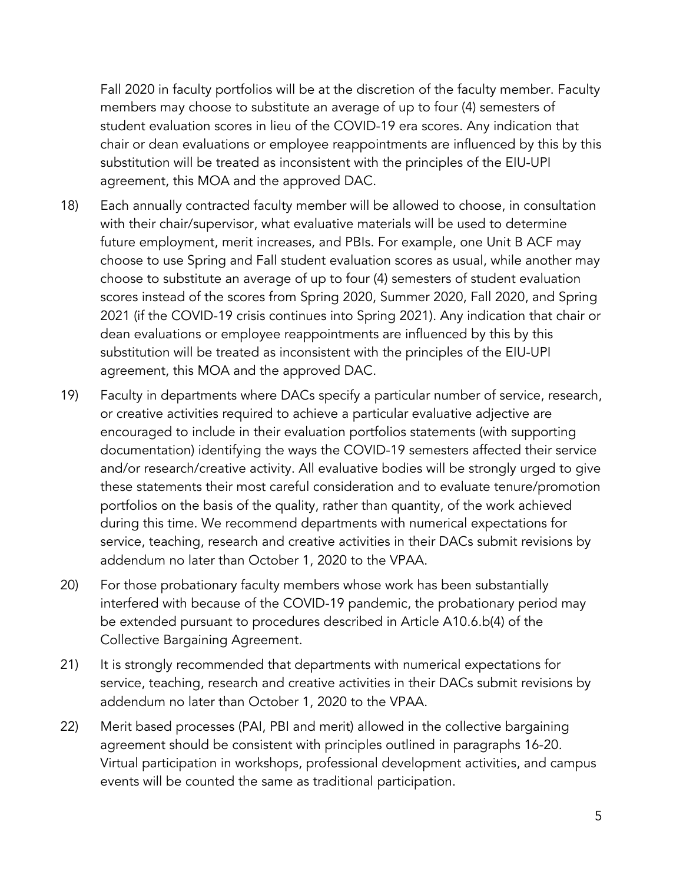Fall 2020 in faculty portfolios will be at the discretion of the faculty member. Faculty members may choose to substitute an average of up to four (4) semesters of student evaluation scores in lieu of the COVID-19 era scores. Any indication that chair or dean evaluations or employee reappointments are influenced by this by this substitution will be treated as inconsistent with the principles of the EIU-UPI agreement, this MOA and the approved DAC.

18) Each annually contracted faculty member will be allowed to choose, in consultation with their chair/supervisor, what evaluative materials will be used to determine future employment, merit increases, and PBIs. For example, one Unit B ACF may choose to use Spring and Fall student evaluation scores as usual, while another may choose to substitute an average of up to four (4) semesters of student evaluation scores instead of the scores from Spring 2020, Summer 2020, Fall 2020, and Spring 2021 (if the COVID-19 crisis continues into Spring 2021). Any indication that chair or dean evaluations or employee reappointments are influenced by this by this substitution will be treated as inconsistent with the principles of the EIU-UPI agreement, this MOA and the approved DAC.

19) Faculty in departments where DACs specify a particular number of service, research, or creative activities required to achieve a particular evaluative adjective are encouraged to include in their evaluation portfolios statements (with supporting documentation) identifying the ways the COVID-19 semesters affected their service and/or research/creative activity. All evaluative bodies will be strongly urged to give these statements their most careful consideration and to evaluate tenure/promotion portfolios on the basis of the quality, rather than quantity, of the work achieved during this time. We recommend departments with numerical expectations for service, teaching, research and creative activities in their DACs submit revisions by addendum no later than October 1, 2020 to the VPAA.

20) For those probationary faculty members whose work has been substantially interfered with because of the COVID-19 pandemic, the probationary period may be extended pursuant to procedures described in Article A10.6.b(4) of the Collective Bargaining Agreement.

21) It is strongly recommended that departments with numerical expectations for service, teaching, research and creative activities in their DACs submit revisions by addendum no later than October 1, 2020 to the VPAA.

22) Merit based processes (PAI, PBI and merit) allowed in the collective bargaining agreement should be consistent with principles outlined in paragraphs 16-20. Virtual participation in workshops, professional development activities, and campus events will be counted the same as traditional participation.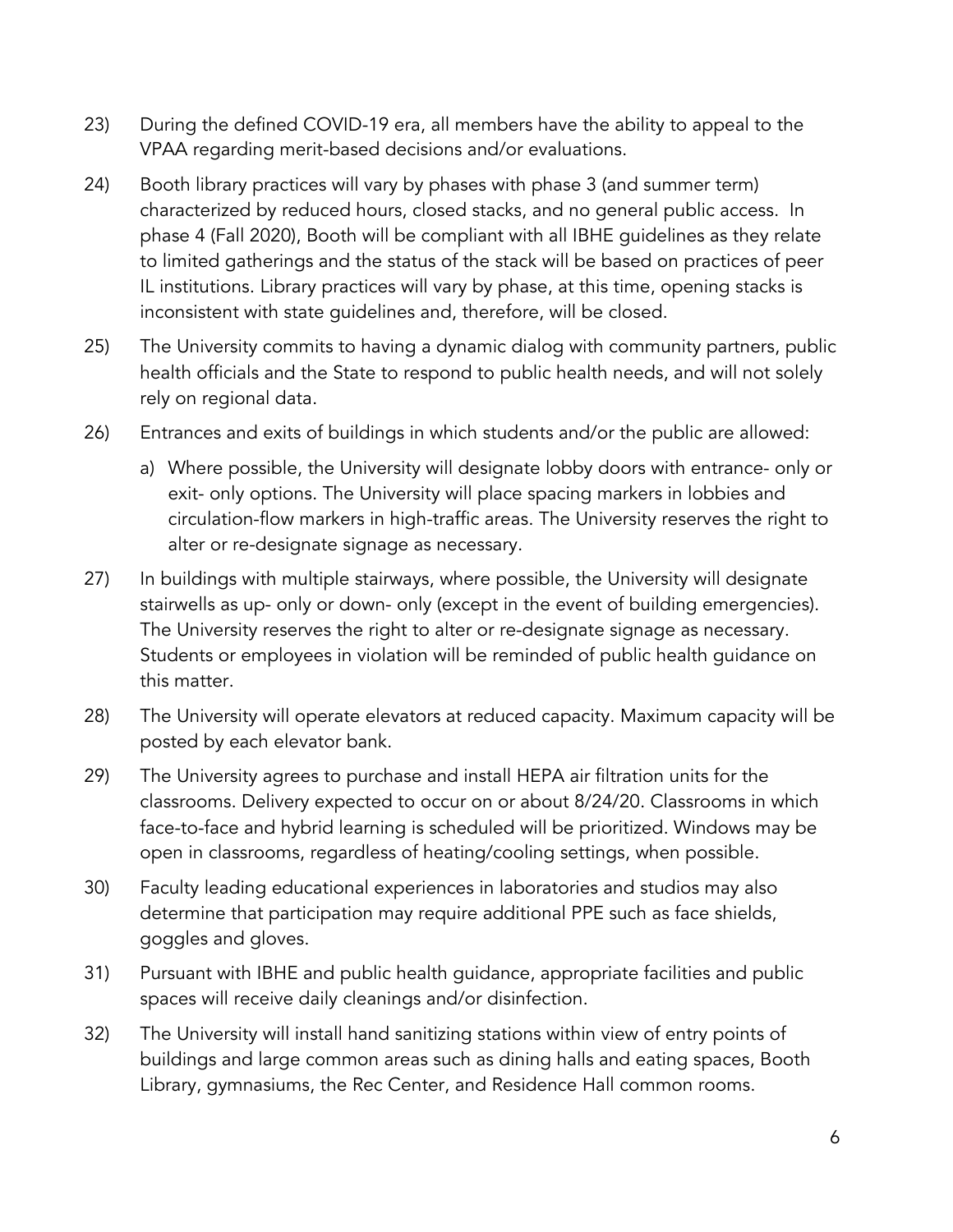23) During the defined COVID-19 era, all members have the ability to appeal to the VPAA regarding merit-based decisions and/or evaluations.

24) Booth library practices will vary by phases with phase 3 (and summer term) characterized by reduced hours, closed stacks, and no general public access. In phase 4 (Fall 2020), Booth will be compliant with all IBHE guidelines as they relate to limited gatherings and the status of the stack will be based on practices of peer IL institutions. Library practices will vary by phase, at this time, opening stacks is inconsistent with state guidelines and, therefore, will be closed.

25) The University commits to having a dynamic dialog with community partners, public health officials and the State to respond to public health needs, and will not solely rely on regional data.

26) Entrances and exits of buildings in which students and/or the public are allowed:

    a) Where possible, the University will designate lobby doors with entrance- only or exit- only options. The University will place spacing markers in lobbies and circulation-flow markers in high-traffic areas. The University reserves the right to alter or re-designate signage as necessary.

27) In buildings with multiple stairways, where possible, the University will designate stairwells as up- only or down- only (except in the event of building emergencies). The University reserves the right to alter or re-designate signage as necessary. Students or employees in violation will be reminded of public health guidance on this matter.

28) The University will operate elevators at reduced capacity. Maximum capacity will be posted by each elevator bank.

29) The University agrees to purchase and install HEPA air filtration units for the classrooms. Delivery expected to occur on or about 8/24/20. Classrooms in which face-to-face and hybrid learning is scheduled will be prioritized. Windows may be open in classrooms, regardless of heating/cooling settings, when possible.

30) Faculty leading educational experiences in laboratories and studios may also determine that participation may require additional PPE such as face shields, goggles and gloves.

31) Pursuant with IBHE and public health guidance, appropriate facilities and public spaces will receive daily cleanings and/or disinfection.

32) The University will install hand sanitizing stations within view of entry points of buildings and large common areas such as dining halls and eating spaces, Booth Library, gymnasiums, the Rec Center, and Residence Hall common rooms.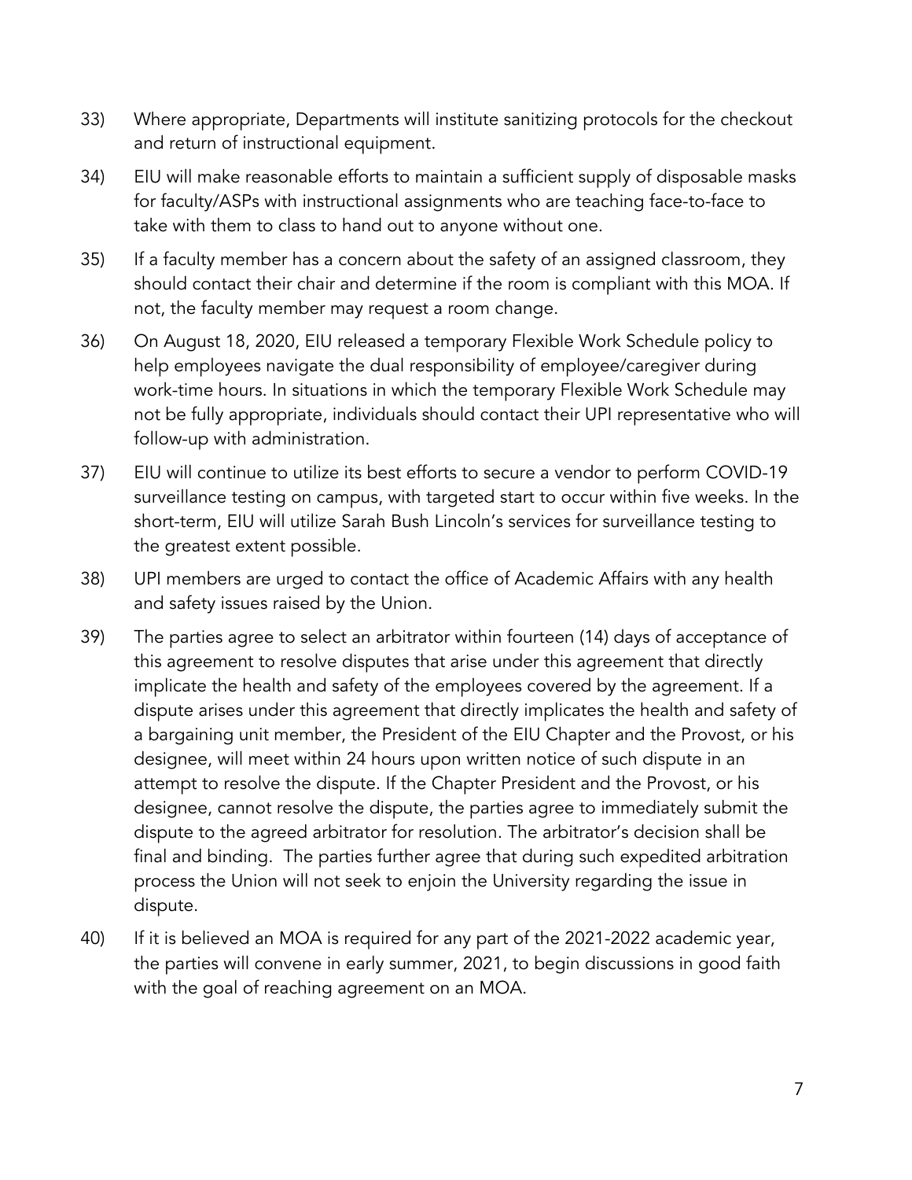33) Where appropriate, Departments will institute sanitizing protocols for the checkout and return of instructional equipment.

34) EIU will make reasonable efforts to maintain a sufficient supply of disposable masks for faculty/ASPs with instructional assignments who are teaching face-to-face to take with them to class to hand out to anyone without one.

35) If a faculty member has a concern about the safety of an assigned classroom, they should contact their chair and determine if the room is compliant with this MOA. If not, the faculty member may request a room change.

36) On August 18, 2020, EIU released a temporary Flexible Work Schedule policy to help employees navigate the dual responsibility of employee/caregiver during work-time hours. In situations in which the temporary Flexible Work Schedule may not be fully appropriate, individuals should contact their UPI representative who will follow-up with administration.

37) EIU will continue to utilize its best efforts to secure a vendor to perform COVID-19 surveillance testing on campus, with targeted start to occur within five weeks. In the short-term, EIU will utilize Sarah Bush Lincoln's services for surveillance testing to the greatest extent possible.

38) UPI members are urged to contact the office of Academic Affairs with any health and safety issues raised by the Union.

39) The parties agree to select an arbitrator within fourteen (14) days of acceptance of this agreement to resolve disputes that arise under this agreement that directly implicate the health and safety of the employees covered by the agreement. If a dispute arises under this agreement that directly implicates the health and safety of a bargaining unit member, the President of the EIU Chapter and the Provost, or his designee, will meet within 24 hours upon written notice of such dispute in an attempt to resolve the dispute. If the Chapter President and the Provost, or his designee, cannot resolve the dispute, the parties agree to immediately submit the dispute to the agreed arbitrator for resolution. The arbitrator's decision shall be final and binding. The parties further agree that during such expedited arbitration process the Union will not seek to enjoin the University regarding the issue in dispute.

40) If it is believed an MOA is required for any part of the 2021-2022 academic year, the parties will convene in early summer, 2021, to begin discussions in good faith with the goal of reaching agreement on an MOA.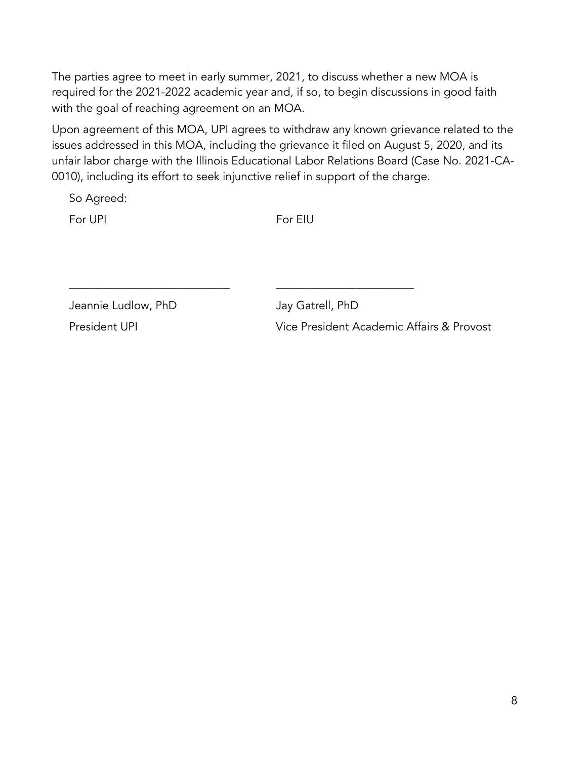The parties agree to meet in early summer, 2021, to discuss whether a new MOA is required for the 2021-2022 academic year and, if so, to begin discussions in good faith with the goal of reaching agreement on an MOA.

Upon agreement of this MOA, UPI agrees to withdraw any known grievance related to the issues addressed in this MOA, including the grievance it filed on August 5, 2020, and its unfair labor charge with the Illinois Educational Labor Relations Board (Case No. 2021-CA-0010), including its effort to seek injunctive relief in support of the charge.

So Agreed:

| | |
|---|---|
| For UPI | For EIU |
| ____________________________ | ________________________ |
| Jeannie Ludlow, PhD | Jay Gatrell, PhD |
| President UPI | Vice President Academic Affairs & Provost |